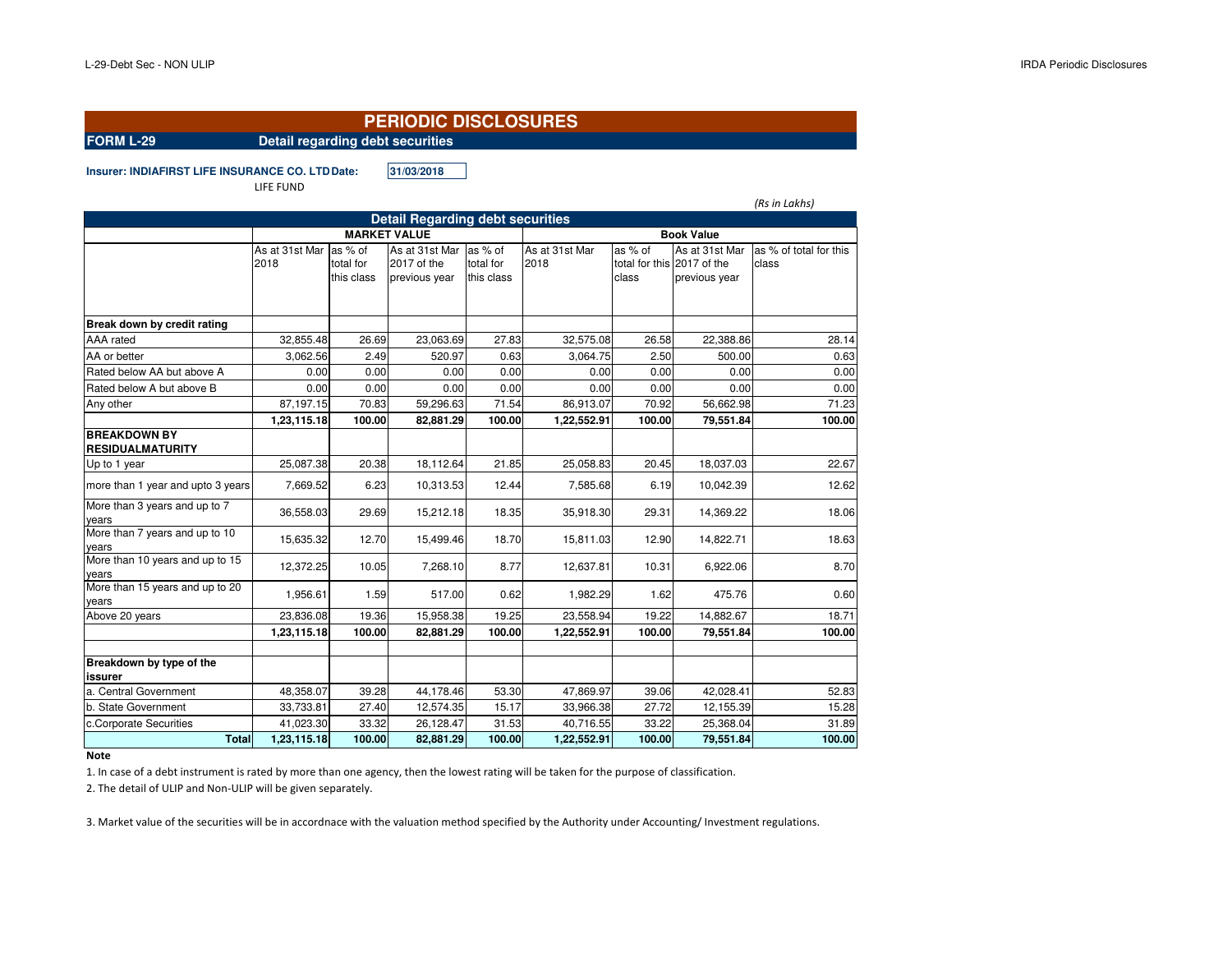# PERIODIC DISCLOSURES

**FORM L-29** **Detail regarding debt securities**

**Insurer: INDIAFIRST LIFE INSURANCE CO. LTD** **Date:** **31/03/2018**

LIFE FUND

*(Rs in Lakhs)*

## Detail Regarding debt securities

| | MARKET VALUE | | | | Book Value | | | |
|---|---|---|---|---|---|---|---|---|
| | As at 31st Mar 2018 | as % of total for this class | As at 31st Mar 2017 of the previous year | as % of total for this class | As at 31st Mar 2018 | as % of total for this class | As at 31st Mar 2017 of the previous year | as % of total for this class |
| **Break down by credit rating** | | | | | | | | |
| AAA rated | 32,855.48 | 26.69 | 23,063.69 | 27.83 | 32,575.08 | 26.58 | 22,388.86 | 28.14 |
| AA or better | 3,062.56 | 2.49 | 520.97 | 0.63 | 3,064.75 | 2.50 | 500.00 | 0.63 |
| Rated below AA but above A | 0.00 | 0.00 | 0.00 | 0.00 | 0.00 | 0.00 | 0.00 | 0.00 |
| Rated below A but above B | 0.00 | 0.00 | 0.00 | 0.00 | 0.00 | 0.00 | 0.00 | 0.00 |
| Any other | 87,197.15 | 70.83 | 59,296.63 | 71.54 | 86,913.07 | 70.92 | 56,662.98 | 71.23 |
| | **1,23,115.18** | **100.00** | **82,881.29** | **100.00** | **1,22,552.91** | **100.00** | **79,551.84** | **100.00** |
| **BREAKDOWN BY RESIDUALMATURITY** | | | | | | | | |
| Up to 1 year | 25,087.38 | 20.38 | 18,112.64 | 21.85 | 25,058.83 | 20.45 | 18,037.03 | 22.67 |
| more than 1 year and upto 3 years | 7,669.52 | 6.23 | 10,313.53 | 12.44 | 7,585.68 | 6.19 | 10,042.39 | 12.62 |
| More than 3 years and up to 7 years | 36,558.03 | 29.69 | 15,212.18 | 18.35 | 35,918.30 | 29.31 | 14,369.22 | 18.06 |
| More than 7 years and up to 10 years | 15,635.32 | 12.70 | 15,499.46 | 18.70 | 15,811.03 | 12.90 | 14,822.71 | 18.63 |
| More than 10 years and up to 15 years | 12,372.25 | 10.05 | 7,268.10 | 8.77 | 12,637.81 | 10.31 | 6,922.06 | 8.70 |
| More than 15 years and up to 20 years | 1,956.61 | 1.59 | 517.00 | 0.62 | 1,982.29 | 1.62 | 475.76 | 0.60 |
| Above 20 years | 23,836.08 | 19.36 | 15,958.38 | 19.25 | 23,558.94 | 19.22 | 14,882.67 | 18.71 |
| | **1,23,115.18** | **100.00** | **82,881.29** | **100.00** | **1,22,552.91** | **100.00** | **79,551.84** | **100.00** |
| | | | | | | | | |
| **Breakdown by type of the issurer** | | | | | | | | |
| a. Central Government | 48,358.07 | 39.28 | 44,178.46 | 53.30 | 47,869.97 | 39.06 | 42,028.41 | 52.83 |
| b. State Government | 33,733.81 | 27.40 | 12,574.35 | 15.17 | 33,966.38 | 27.72 | 12,155.39 | 15.28 |
| c.Corporate Securities | 41,023.30 | 33.32 | 26,128.47 | 31.53 | 40,716.55 | 33.22 | 25,368.04 | 31.89 |
| **Total** | **1,23,115.18** | **100.00** | **82,881.29** | **100.00** | **1,22,552.91** | **100.00** | **79,551.84** | **100.00** |

**Note**

1. In case of a debt instrument is rated by more than one agency, then the lowest rating will be taken for the purpose of classification.

2. The detail of ULIP and Non-ULIP will be given separately.

3. Market value of the securities will be in accordnace with the valuation method specified by the Authority under Accounting/ Investment regulations.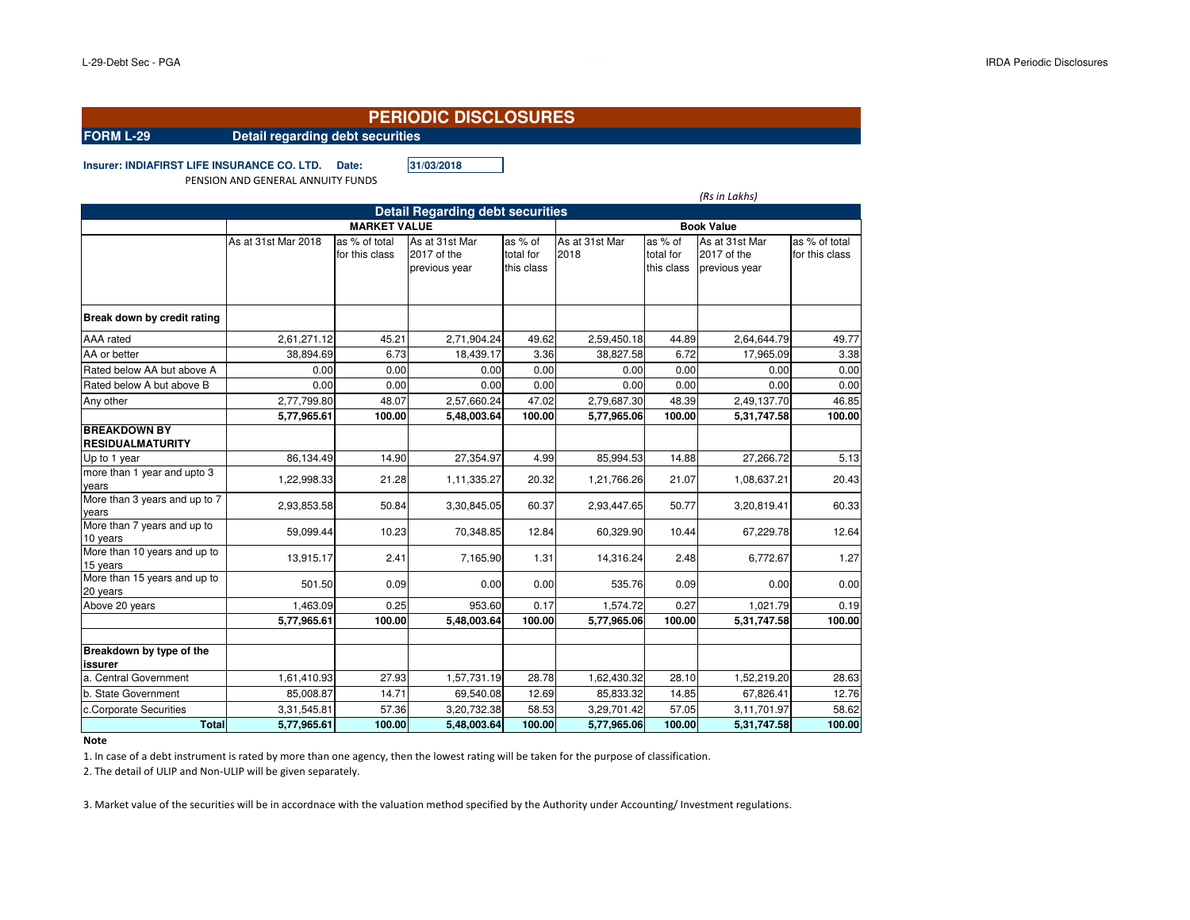# PERIODIC DISCLOSURES

**FORM L-29** **Detail regarding debt securities**

**Insurer: INDIAFIRST LIFE INSURANCE CO. LTD.** **Date:** **31/03/2018**

PENSION AND GENERAL ANNUITY FUNDS

*(Rs in Lakhs)*

| Detail Regarding debt securities | MARKET VALUE | | | | Book Value | | | |
|---|---|---|---|---|---|---|---|---|
| | As at 31st Mar 2018 | as % of total for this class | As at 31st Mar 2017 of the previous year | as % of total for this class | As at 31st Mar 2018 | as % of total for this class | As at 31st Mar 2017 of the previous year | as % of total for this class |
| **Break down by credit rating** | | | | | | | | |
| AAA rated | 2,61,271.12 | 45.21 | 2,71,904.24 | 49.62 | 2,59,450.18 | 44.89 | 2,64,644.79 | 49.77 |
| AA or better | 38,894.69 | 6.73 | 18,439.17 | 3.36 | 38,827.58 | 6.72 | 17,965.09 | 3.38 |
| Rated below AA but above A | 0.00 | 0.00 | 0.00 | 0.00 | 0.00 | 0.00 | 0.00 | 0.00 |
| Rated below A but above B | 0.00 | 0.00 | 0.00 | 0.00 | 0.00 | 0.00 | 0.00 | 0.00 |
| Any other | 2,77,799.80 | 48.07 | 2,57,660.24 | 47.02 | 2,79,687.30 | 48.39 | 2,49,137.70 | 46.85 |
| | **5,77,965.61** | **100.00** | **5,48,003.64** | **100.00** | **5,77,965.06** | **100.00** | **5,31,747.58** | **100.00** |
| **BREAKDOWN BY RESIDUALMATURITY** | | | | | | | | |
| Up to 1 year | 86,134.49 | 14.90 | 27,354.97 | 4.99 | 85,994.53 | 14.88 | 27,266.72 | 5.13 |
| more than 1 year and upto 3 years | 1,22,998.33 | 21.28 | 1,11,335.27 | 20.32 | 1,21,766.26 | 21.07 | 1,08,637.21 | 20.43 |
| More than 3 years and up to 7 years | 2,93,853.58 | 50.84 | 3,30,845.05 | 60.37 | 2,93,447.65 | 50.77 | 3,20,819.41 | 60.33 |
| More than 7 years and up to 10 years | 59,099.44 | 10.23 | 70,348.85 | 12.84 | 60,329.90 | 10.44 | 67,229.78 | 12.64 |
| More than 10 years and up to 15 years | 13,915.17 | 2.41 | 7,165.90 | 1.31 | 14,316.24 | 2.48 | 6,772.67 | 1.27 |
| More than 15 years and up to 20 years | 501.50 | 0.09 | 0.00 | 0.00 | 535.76 | 0.09 | 0.00 | 0.00 |
| Above 20 years | 1,463.09 | 0.25 | 953.60 | 0.17 | 1,574.72 | 0.27 | 1,021.79 | 0.19 |
| | **5,77,965.61** | **100.00** | **5,48,003.64** | **100.00** | **5,77,965.06** | **100.00** | **5,31,747.58** | **100.00** |
| | | | | | | | | |
| **Breakdown by type of the issurer** | | | | | | | | |
| a. Central Government | 1,61,410.93 | 27.93 | 1,57,731.19 | 28.78 | 1,62,430.32 | 28.10 | 1,52,219.20 | 28.63 |
| b. State Government | 85,008.87 | 14.71 | 69,540.08 | 12.69 | 85,833.32 | 14.85 | 67,826.41 | 12.76 |
| c.Corporate Securities | 3,31,545.81 | 57.36 | 3,20,732.38 | 58.53 | 3,29,701.42 | 57.05 | 3,11,701.97 | 58.62 |
| **Total** | **5,77,965.61** | **100.00** | **5,48,003.64** | **100.00** | **5,77,965.06** | **100.00** | **5,31,747.58** | **100.00** |

**Note**

1. In case of a debt instrument is rated by more than one agency, then the lowest rating will be taken for the purpose of classification.
2. The detail of ULIP and Non-ULIP will be given separately.
3. Market value of the securities will be in accordnace with the valuation method specified by the Authority under Accounting/ Investment regulations.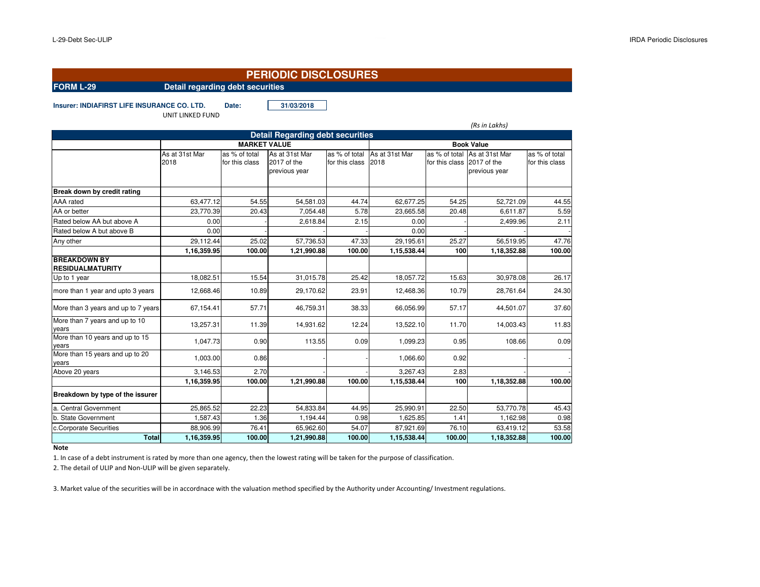# PERIODIC DISCLOSURES

**FORM L-29** **Detail regarding debt securities**

**Insurer: INDIAFIRST LIFE INSURANCE CO. LTD.** **Date:** **31/03/2018**

UNIT LINKED FUND

*(Rs in Lakhs)*

| Detail Regarding debt securities | MARKET VALUE | | | | Book Value | | | |
|---|---|---|---|---|---|---|---|---|
| | As at 31st Mar 2018 | as % of total for this class | As at 31st Mar 2017 of the previous year | as % of total for this class | As at 31st Mar 2018 | as % of total for this class | As at 31st Mar 2017 of the previous year | as % of total for this class |
| **Break down by credit rating** | | | | | | | | |
| AAA rated | 63,477.12 | 54.55 | 54,581.03 | 44.74 | 62,677.25 | 54.25 | 52,721.09 | 44.55 |
| AA or better | 23,770.39 | 20.43 | 7,054.48 | 5.78 | 23,665.58 | 20.48 | 6,611.87 | 5.59 |
| Rated below AA but above A | 0.00 | - | 2,618.84 | 2.15 | 0.00 | - | 2,499.96 | 2.11 |
| Rated below A but above B | 0.00 | - | - | - | 0.00 | - | - | - |
| Any other | 29,112.44 | 25.02 | 57,736.53 | 47.33 | 29,195.61 | 25.27 | 56,519.95 | 47.76 |
| | **1,16,359.95** | **100.00** | **1,21,990.88** | **100.00** | **1,15,538.44** | **100** | **1,18,352.88** | **100.00** |
| **BREAKDOWN BY RESIDUALMATURITY** | | | | | | | | |
| Up to 1 year | 18,082.51 | 15.54 | 31,015.78 | 25.42 | 18,057.72 | 15.63 | 30,978.08 | 26.17 |
| more than 1 year and upto 3 years | 12,668.46 | 10.89 | 29,170.62 | 23.91 | 12,468.36 | 10.79 | 28,761.64 | 24.30 |
| More than 3 years and up to 7 years | 67,154.41 | 57.71 | 46,759.31 | 38.33 | 66,056.99 | 57.17 | 44,501.07 | 37.60 |
| More than 7 years and up to 10 years | 13,257.31 | 11.39 | 14,931.62 | 12.24 | 13,522.10 | 11.70 | 14,003.43 | 11.83 |
| More than 10 years and up to 15 years | 1,047.73 | 0.90 | 113.55 | 0.09 | 1,099.23 | 0.95 | 108.66 | 0.09 |
| More than 15 years and up to 20 years | 1,003.00 | 0.86 | - | - | 1,066.60 | 0.92 | - | - |
| Above 20 years | 3,146.53 | 2.70 | - | - | 3,267.43 | 2.83 | - | - |
| | **1,16,359.95** | **100.00** | **1,21,990.88** | **100.00** | **1,15,538.44** | **100** | **1,18,352.88** | **100.00** |
| **Breakdown by type of the issurer** | | | | | | | | |
| a. Central Government | 25,865.52 | 22.23 | 54,833.84 | 44.95 | 25,990.91 | 22.50 | 53,770.78 | 45.43 |
| b. State Government | 1,587.43 | 1.36 | 1,194.44 | 0.98 | 1,625.85 | 1.41 | 1,162.98 | 0.98 |
| c.Corporate Securities | 88,906.99 | 76.41 | 65,962.60 | 54.07 | 87,921.69 | 76.10 | 63,419.12 | 53.58 |
| **Total** | **1,16,359.95** | **100.00** | **1,21,990.88** | **100.00** | **1,15,538.44** | **100.00** | **1,18,352.88** | **100.00** |

**Note**

1. In case of a debt instrument is rated by more than one agency, then the lowest rating will be taken for the purpose of classification.

2. The detail of ULIP and Non-ULIP will be given separately.

3. Market value of the securities will be in accordnace with the valuation method specified by the Authority under Accounting/ Investment regulations.